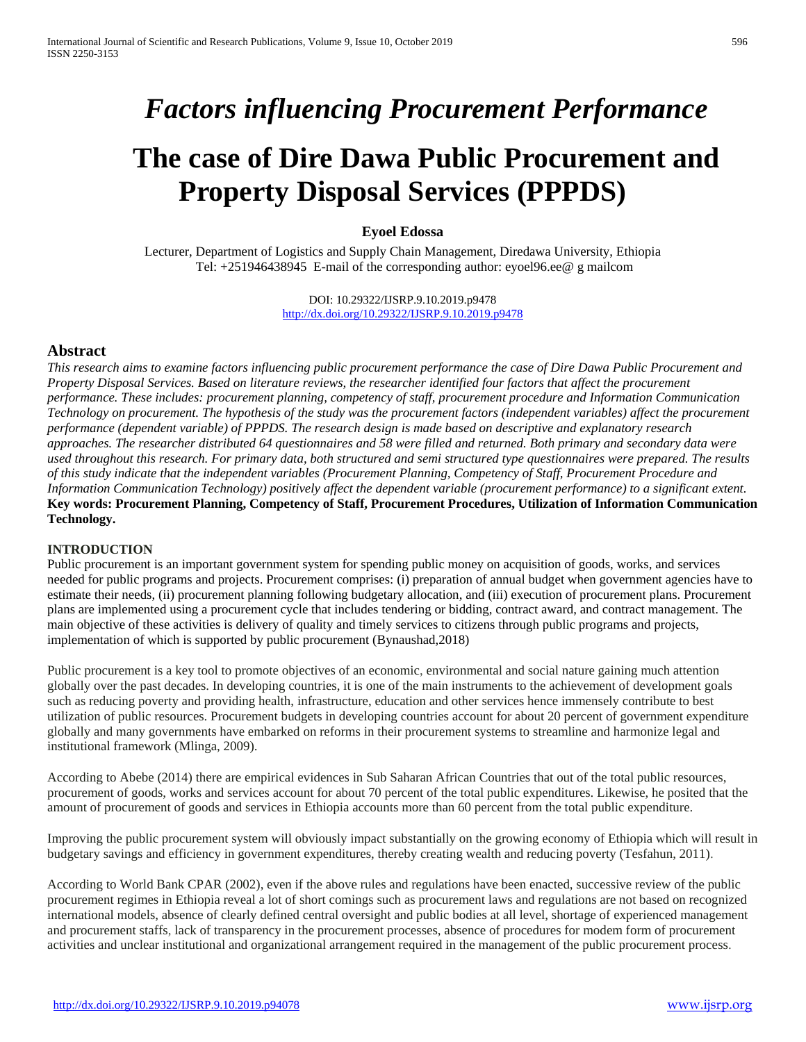# *Factors influencing Procurement Performance*

# The case of Dire Dawa Public Procurement and Property Disposal Services (PPPDS)

**Eyoel Edossa**

Lecturer, Department of Logistics and Supply Chain Management, Diredawa University, Ethiopia
Tel: +251946438945 E-mail of the corresponding author: eyoel96.ee@ g mailcom

DOI: 10.29322/IJSRP.9.10.2019.p9478
http://dx.doi.org/10.29322/IJSRP.9.10.2019.p9478

## Abstract

*This research aims to examine factors influencing public procurement performance the case of Dire Dawa Public Procurement and Property Disposal Services. Based on literature reviews, the researcher identified four factors that affect the procurement performance. These includes: procurement planning, competency of staff, procurement procedure and Information Communication Technology on procurement. The hypothesis of the study was the procurement factors (independent variables) affect the procurement performance (dependent variable) of PPPDS. The research design is made based on descriptive and explanatory research approaches. The researcher distributed 64 questionnaires and 58 were filled and returned. Both primary and secondary data were used throughout this research. For primary data, both structured and semi structured type questionnaires were prepared. The results of this study indicate that the independent variables (Procurement Planning, Competency of Staff, Procurement Procedure and Information Communication Technology) positively affect the dependent variable (procurement performance) to a significant extent.*

**Key words: Procurement Planning, Competency of Staff, Procurement Procedures, Utilization of Information Communication Technology.**

### INTRODUCTION

Public procurement is an important government system for spending public money on acquisition of goods, works, and services needed for public programs and projects. Procurement comprises: (i) preparation of annual budget when government agencies have to estimate their needs, (ii) procurement planning following budgetary allocation, and (iii) execution of procurement plans. Procurement plans are implemented using a procurement cycle that includes tendering or bidding, contract award, and contract management. The main objective of these activities is delivery of quality and timely services to citizens through public programs and projects, implementation of which is supported by public procurement (Bynaushad,2018)

Public procurement is a key tool to promote objectives of an economic, environmental and social nature gaining much attention globally over the past decades. In developing countries, it is one of the main instruments to the achievement of development goals such as reducing poverty and providing health, infrastructure, education and other services hence immensely contribute to best utilization of public resources. Procurement budgets in developing countries account for about 20 percent of government expenditure globally and many governments have embarked on reforms in their procurement systems to streamline and harmonize legal and institutional framework (Mlinga, 2009).

According to Abebe (2014) there are empirical evidences in Sub Saharan African Countries that out of the total public resources, procurement of goods, works and services account for about 70 percent of the total public expenditures. Likewise, he posited that the amount of procurement of goods and services in Ethiopia accounts more than 60 percent from the total public expenditure.

Improving the public procurement system will obviously impact substantially on the growing economy of Ethiopia which will result in budgetary savings and efficiency in government expenditures, thereby creating wealth and reducing poverty (Tesfahun, 2011).

According to World Bank CPAR (2002), even if the above rules and regulations have been enacted, successive review of the public procurement regimes in Ethiopia reveal a lot of short comings such as procurement laws and regulations are not based on recognized international models, absence of clearly defined central oversight and public bodies at all level, shortage of experienced management and procurement staffs, lack of transparency in the procurement processes, absence of procedures for modem form of procurement activities and unclear institutional and organizational arrangement required in the management of the public procurement process.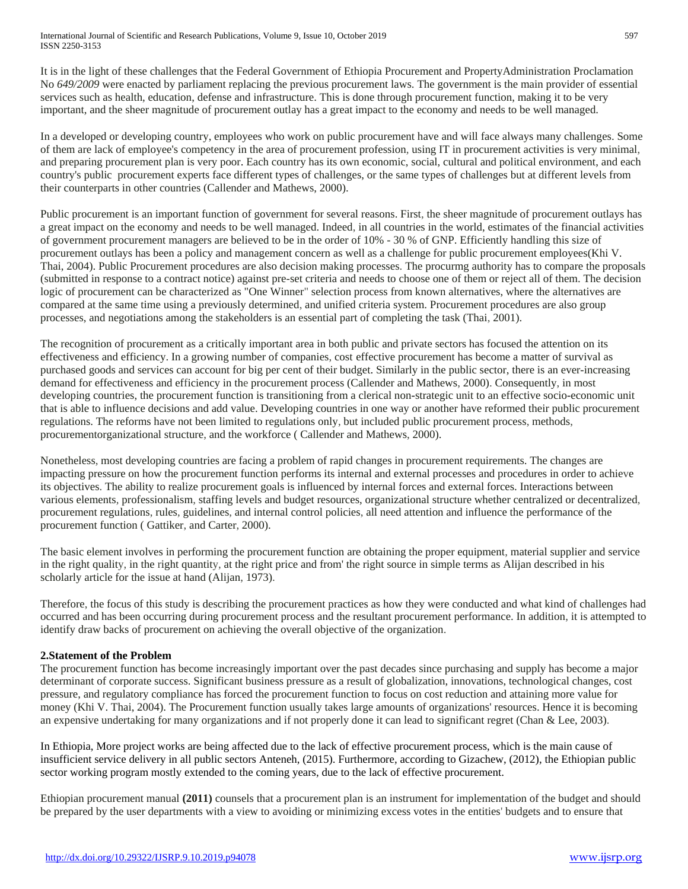It is in the light of these challenges that the Federal Government of Ethiopia Procurement and PropertyAdministration Proclamation No *649/2009* were enacted by parliament replacing the previous procurement laws. The government is the main provider of essential services such as health, education, defense and infrastructure. This is done through procurement function, making it to be very important, and the sheer magnitude of procurement outlay has a great impact to the economy and needs to be well managed.

In a developed or developing country, employees who work on public procurement have and will face always many challenges. Some of them are lack of employee's competency in the area of procurement profession, using IT in procurement activities is very minimal, and preparing procurement plan is very poor. Each country has its own economic, social, cultural and political environment, and each country's public procurement experts face different types of challenges, or the same types of challenges but at different levels from their counterparts in other countries (Callender and Mathews, 2000).

Public procurement is an important function of government for several reasons. First, the sheer magnitude of procurement outlays has a great impact on the economy and needs to be well managed. Indeed, in all countries in the world, estimates of the financial activities of government procurement managers are believed to be in the order of 10% - 30 % of GNP. Efficiently handling this size of procurement outlays has been a policy and management concern as well as a challenge for public procurement employees(Khi V. Thai, 2004). Public Procurement procedures are also decision making processes. The procurmg authority has to compare the proposals (submitted in response to a contract notice) against pre-set criteria and needs to choose one of them or reject all of them. The decision logic of procurement can be characterized as "One Winner" selection process from known alternatives, where the alternatives are compared at the same time using a previously determined, and unified criteria system. Procurement procedures are also group processes, and negotiations among the stakeholders is an essential part of completing the task (Thai, 2001).

The recognition of procurement as a critically important area in both public and private sectors has focused the attention on its effectiveness and efficiency. In a growing number of companies, cost effective procurement has become a matter of survival as purchased goods and services can account for big per cent of their budget. Similarly in the public sector, there is an ever-increasing demand for effectiveness and efficiency in the procurement process (Callender and Mathews, 2000). Consequently, in most developing countries, the procurement function is transitioning from a clerical non-strategic unit to an effective socio-economic unit that is able to influence decisions and add value. Developing countries in one way or another have reformed their public procurement regulations. The reforms have not been limited to regulations only, but included public procurement process, methods, procurementorganizational structure, and the workforce ( Callender and Mathews, 2000).

Nonetheless, most developing countries are facing a problem of rapid changes in procurement requirements. The changes are impacting pressure on how the procurement function performs its internal and external processes and procedures in order to achieve its objectives. The ability to realize procurement goals is influenced by internal forces and external forces. Interactions between various elements, professionalism, staffing levels and budget resources, organizational structure whether centralized or decentralized, procurement regulations, rules, guidelines, and internal control policies, all need attention and influence the performance of the procurement function ( Gattiker, and Carter, 2000).

The basic element involves in performing the procurement function are obtaining the proper equipment, material supplier and service in the right quality, in the right quantity, at the right price and from' the right source in simple terms as Alijan described in his scholarly article for the issue at hand (Alijan, 1973).

Therefore, the focus of this study is describing the procurement practices as how they were conducted and what kind of challenges had occurred and has been occurring during procurement process and the resultant procurement performance. In addition, it is attempted to identify draw backs of procurement on achieving the overall objective of the organization.

## 2.Statement of the Problem

The procurement function has become increasingly important over the past decades since purchasing and supply has become a major determinant of corporate success. Significant business pressure as a result of globalization, innovations, technological changes, cost pressure, and regulatory compliance has forced the procurement function to focus on cost reduction and attaining more value for money (Khi V. Thai, 2004). The Procurement function usually takes large amounts of organizations' resources. Hence it is becoming an expensive undertaking for many organizations and if not properly done it can lead to significant regret (Chan & Lee, 2003).

In Ethiopia, More project works are being affected due to the lack of effective procurement process, which is the main cause of insufficient service delivery in all public sectors Anteneh, (2015). Furthermore, according to Gizachew, (2012), the Ethiopian public sector working program mostly extended to the coming years, due to the lack of effective procurement.

Ethiopian procurement manual **(2011)** counsels that a procurement plan is an instrument for implementation of the budget and should be prepared by the user departments with a view to avoiding or minimizing excess votes in the entities' budgets and to ensure that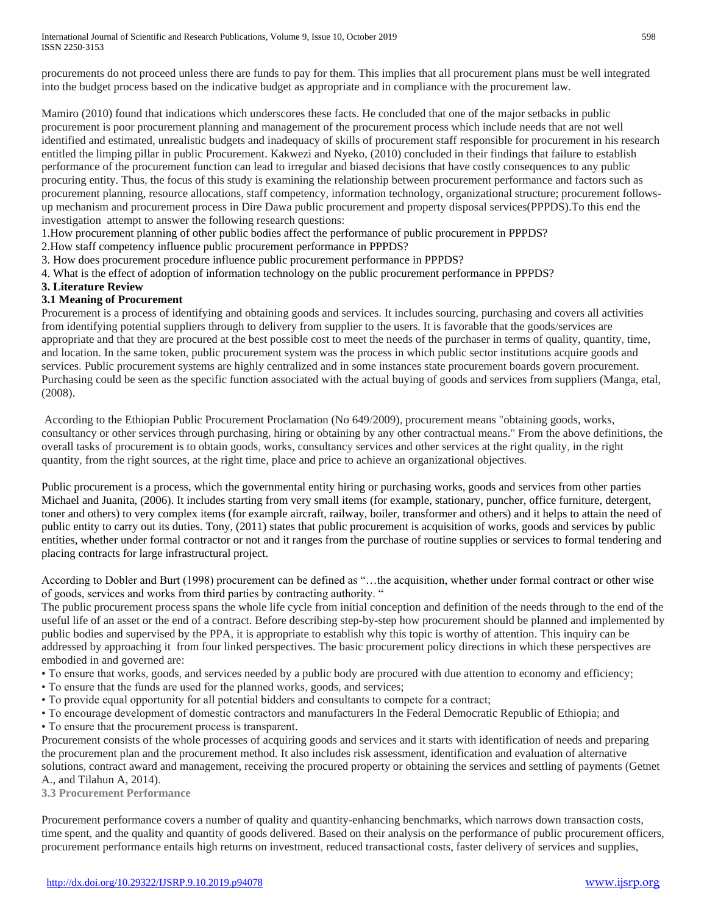procurements do not proceed unless there are funds to pay for them. This implies that all procurement plans must be well integrated into the budget process based on the indicative budget as appropriate and in compliance with the procurement law.

Mamiro (2010) found that indications which underscores these facts. He concluded that one of the major setbacks in public procurement is poor procurement planning and management of the procurement process which include needs that are not well identified and estimated, unrealistic budgets and inadequacy of skills of procurement staff responsible for procurement in his research entitled the limping pillar in public Procurement. Kakwezi and Nyeko, (2010) concluded in their findings that failure to establish performance of the procurement function can lead to irregular and biased decisions that have costly consequences to any public procuring entity. Thus, the focus of this study is examining the relationship between procurement performance and factors such as procurement planning, resource allocations, staff competency, information technology, organizational structure; procurement follows-up mechanism and procurement process in Dire Dawa public procurement and property disposal services(PPPDS).To this end the investigation attempt to answer the following research questions:

1.How procurement planning of other public bodies affect the performance of public procurement in PPPDS?
2.How staff competency influence public procurement performance in PPPDS?
3. How does procurement procedure influence public procurement performance in PPPDS?
4. What is the effect of adoption of information technology on the public procurement performance in PPPDS?

## 3. Literature Review

### 3.1 Meaning of Procurement

Procurement is a process of identifying and obtaining goods and services. It includes sourcing, purchasing and covers all activities from identifying potential suppliers through to delivery from supplier to the users. It is favorable that the goods/services are appropriate and that they are procured at the best possible cost to meet the needs of the purchaser in terms of quality, quantity, time, and location. In the same token, public procurement system was the process in which public sector institutions acquire goods and services. Public procurement systems are highly centralized and in some instances state procurement boards govern procurement. Purchasing could be seen as the specific function associated with the actual buying of goods and services from suppliers (Manga, etal, (2008).

According to the Ethiopian Public Procurement Proclamation (No 649/2009), procurement means "obtaining goods, works, consultancy or other services through purchasing, hiring or obtaining by any other contractual means." From the above definitions, the overall tasks of procurement is to obtain goods, works, consultancy services and other services at the right quality, in the right quantity, from the right sources, at the right time, place and price to achieve an organizational objectives.

Public procurement is a process, which the governmental entity hiring or purchasing works, goods and services from other parties Michael and Juanita, (2006). It includes starting from very small items (for example, stationary, puncher, office furniture, detergent, toner and others) to very complex items (for example aircraft, railway, boiler, transformer and others) and it helps to attain the need of public entity to carry out its duties. Tony, (2011) states that public procurement is acquisition of works, goods and services by public entities, whether under formal contractor or not and it ranges from the purchase of routine supplies or services to formal tendering and placing contracts for large infrastructural project.

According to Dobler and Burt (1998) procurement can be defined as "…the acquisition, whether under formal contract or other wise of goods, services and works from third parties by contracting authority. "

The public procurement process spans the whole life cycle from initial conception and definition of the needs through to the end of the useful life of an asset or the end of a contract. Before describing step-by-step how procurement should be planned and implemented by public bodies and supervised by the PPA, it is appropriate to establish why this topic is worthy of attention. This inquiry can be addressed by approaching it from four linked perspectives. The basic procurement policy directions in which these perspectives are embodied in and governed are:

- To ensure that works, goods, and services needed by a public body are procured with due attention to economy and efficiency;
- To ensure that the funds are used for the planned works, goods, and services;
- To provide equal opportunity for all potential bidders and consultants to compete for a contract;
- To encourage development of domestic contractors and manufacturers In the Federal Democratic Republic of Ethiopia; and
- To ensure that the procurement process is transparent.

Procurement consists of the whole processes of acquiring goods and services and it starts with identification of needs and preparing the procurement plan and the procurement method. It also includes risk assessment, identification and evaluation of alternative solutions, contract award and management, receiving the procured property or obtaining the services and settling of payments (Getnet A., and Tilahun A, 2014).

### 3.3 Procurement Performance

Procurement performance covers a number of quality and quantity-enhancing benchmarks, which narrows down transaction costs, time spent, and the quality and quantity of goods delivered. Based on their analysis on the performance of public procurement officers, procurement performance entails high returns on investment, reduced transactional costs, faster delivery of services and supplies,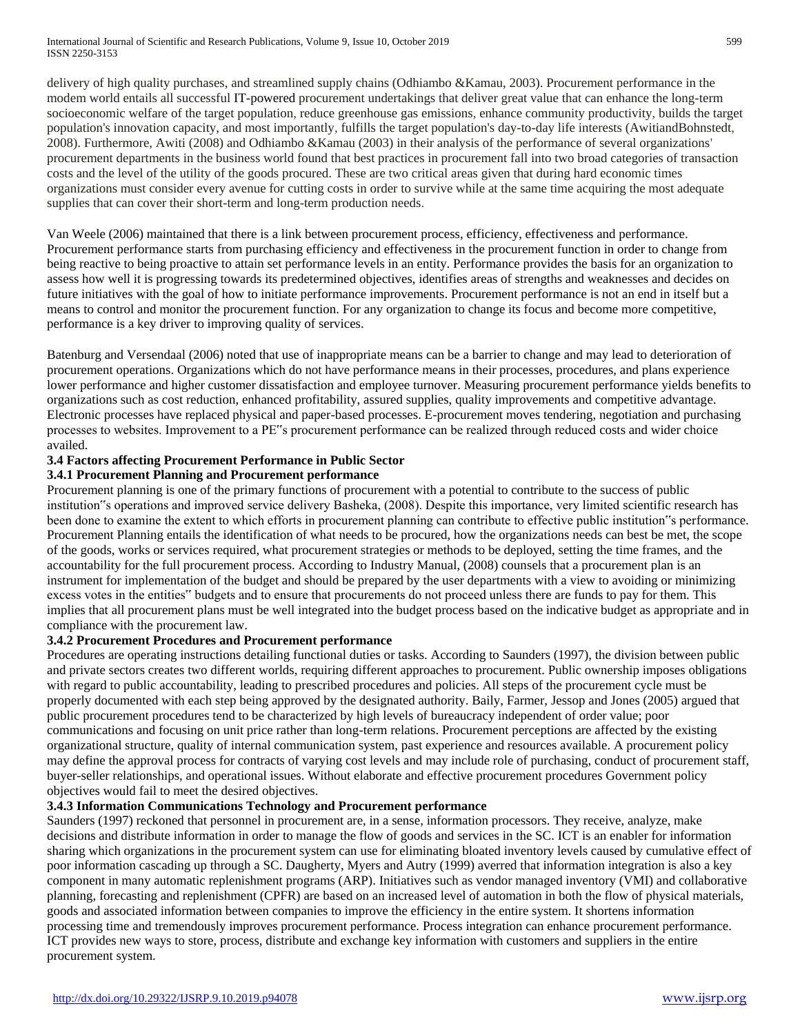delivery of high quality purchases, and streamlined supply chains (Odhiambo &Kamau, 2003). Procurement performance in the modem world entails all successful IT-powered procurement undertakings that deliver great value that can enhance the long-term socioeconomic welfare of the target population, reduce greenhouse gas emissions, enhance community productivity, builds the target population's innovation capacity, and most importantly, fulfills the target population's day-to-day life interests (AwitiandBohnstedt, 2008). Furthermore, Awiti (2008) and Odhiambo &Kamau (2003) in their analysis of the performance of several organizations' procurement departments in the business world found that best practices in procurement fall into two broad categories of transaction costs and the level of the utility of the goods procured. These are two critical areas given that during hard economic times organizations must consider every avenue for cutting costs in order to survive while at the same time acquiring the most adequate supplies that can cover their short-term and long-term production needs.

Van Weele (2006) maintained that there is a link between procurement process, efficiency, effectiveness and performance. Procurement performance starts from purchasing efficiency and effectiveness in the procurement function in order to change from being reactive to being proactive to attain set performance levels in an entity. Performance provides the basis for an organization to assess how well it is progressing towards its predetermined objectives, identifies areas of strengths and weaknesses and decides on future initiatives with the goal of how to initiate performance improvements. Procurement performance is not an end in itself but a means to control and monitor the procurement function. For any organization to change its focus and become more competitive, performance is a key driver to improving quality of services.

Batenburg and Versendaal (2006) noted that use of inappropriate means can be a barrier to change and may lead to deterioration of procurement operations. Organizations which do not have performance means in their processes, procedures, and plans experience lower performance and higher customer dissatisfaction and employee turnover. Measuring procurement performance yields benefits to organizations such as cost reduction, enhanced profitability, assured supplies, quality improvements and competitive advantage. Electronic processes have replaced physical and paper-based processes. E-procurement moves tendering, negotiation and purchasing processes to websites. Improvement to a PE‟s procurement performance can be realized through reduced costs and wider choice availed.

### 3.4 Factors affecting Procurement Performance in Public Sector

#### 3.4.1 Procurement Planning and Procurement performance

Procurement planning is one of the primary functions of procurement with a potential to contribute to the success of public institution‟s operations and improved service delivery Basheka, (2008). Despite this importance, very limited scientific research has been done to examine the extent to which efforts in procurement planning can contribute to effective public institution‟s performance. Procurement Planning entails the identification of what needs to be procured, how the organizations needs can best be met, the scope of the goods, works or services required, what procurement strategies or methods to be deployed, setting the time frames, and the accountability for the full procurement process. According to Industry Manual, (2008) counsels that a procurement plan is an instrument for implementation of the budget and should be prepared by the user departments with a view to avoiding or minimizing excess votes in the entities‟ budgets and to ensure that procurements do not proceed unless there are funds to pay for them. This implies that all procurement plans must be well integrated into the budget process based on the indicative budget as appropriate and in compliance with the procurement law.

#### 3.4.2 Procurement Procedures and Procurement performance

Procedures are operating instructions detailing functional duties or tasks. According to Saunders (1997), the division between public and private sectors creates two different worlds, requiring different approaches to procurement. Public ownership imposes obligations with regard to public accountability, leading to prescribed procedures and policies. All steps of the procurement cycle must be properly documented with each step being approved by the designated authority. Baily, Farmer, Jessop and Jones (2005) argued that public procurement procedures tend to be characterized by high levels of bureaucracy independent of order value; poor communications and focusing on unit price rather than long-term relations. Procurement perceptions are affected by the existing organizational structure, quality of internal communication system, past experience and resources available. A procurement policy may define the approval process for contracts of varying cost levels and may include role of purchasing, conduct of procurement staff, buyer-seller relationships, and operational issues. Without elaborate and effective procurement procedures Government policy objectives would fail to meet the desired objectives.

#### 3.4.3 Information Communications Technology and Procurement performance

Saunders (1997) reckoned that personnel in procurement are, in a sense, information processors. They receive, analyze, make decisions and distribute information in order to manage the flow of goods and services in the SC. ICT is an enabler for information sharing which organizations in the procurement system can use for eliminating bloated inventory levels caused by cumulative effect of poor information cascading up through a SC. Daugherty, Myers and Autry (1999) averred that information integration is also a key component in many automatic replenishment programs (ARP). Initiatives such as vendor managed inventory (VMI) and collaborative planning, forecasting and replenishment (CPFR) are based on an increased level of automation in both the flow of physical materials, goods and associated information between companies to improve the efficiency in the entire system. It shortens information processing time and tremendously improves procurement performance. Process integration can enhance procurement performance. ICT provides new ways to store, process, distribute and exchange key information with customers and suppliers in the entire procurement system.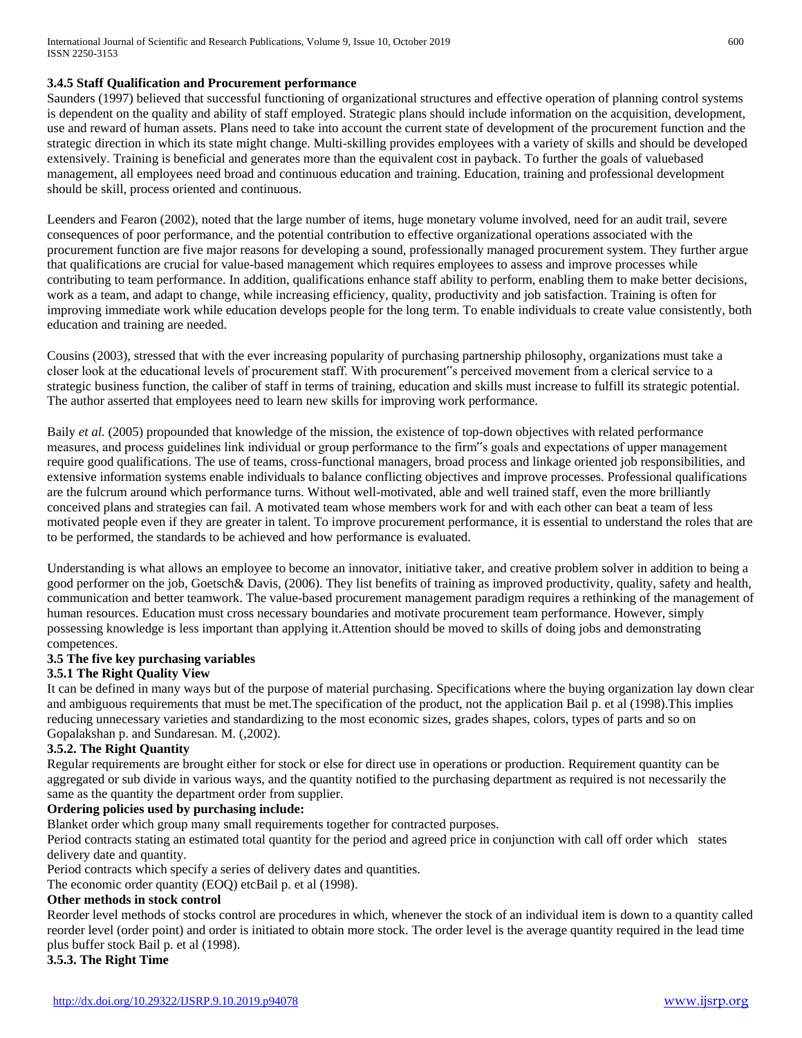### 3.4.5 Staff Qualification and Procurement performance

Saunders (1997) believed that successful functioning of organizational structures and effective operation of planning control systems is dependent on the quality and ability of staff employed. Strategic plans should include information on the acquisition, development, use and reward of human assets. Plans need to take into account the current state of development of the procurement function and the strategic direction in which its state might change. Multi-skilling provides employees with a variety of skills and should be developed extensively. Training is beneficial and generates more than the equivalent cost in payback. To further the goals of valuebased management, all employees need broad and continuous education and training. Education, training and professional development should be skill, process oriented and continuous.

Leenders and Fearon (2002), noted that the large number of items, huge monetary volume involved, need for an audit trail, severe consequences of poor performance, and the potential contribution to effective organizational operations associated with the procurement function are five major reasons for developing a sound, professionally managed procurement system. They further argue that qualifications are crucial for value-based management which requires employees to assess and improve processes while contributing to team performance. In addition, qualifications enhance staff ability to perform, enabling them to make better decisions, work as a team, and adapt to change, while increasing efficiency, quality, productivity and job satisfaction. Training is often for improving immediate work while education develops people for the long term. To enable individuals to create value consistently, both education and training are needed.

Cousins (2003), stressed that with the ever increasing popularity of purchasing partnership philosophy, organizations must take a closer look at the educational levels of procurement staff. With procurement"s perceived movement from a clerical service to a strategic business function, the caliber of staff in terms of training, education and skills must increase to fulfill its strategic potential. The author asserted that employees need to learn new skills for improving work performance.

Baily *et al.* (2005) propounded that knowledge of the mission, the existence of top-down objectives with related performance measures, and process guidelines link individual or group performance to the firm"s goals and expectations of upper management require good qualifications. The use of teams, cross-functional managers, broad process and linkage oriented job responsibilities, and extensive information systems enable individuals to balance conflicting objectives and improve processes. Professional qualifications are the fulcrum around which performance turns. Without well-motivated, able and well trained staff, even the more brilliantly conceived plans and strategies can fail. A motivated team whose members work for and with each other can beat a team of less motivated people even if they are greater in talent. To improve procurement performance, it is essential to understand the roles that are to be performed, the standards to be achieved and how performance is evaluated.

Understanding is what allows an employee to become an innovator, initiative taker, and creative problem solver in addition to being a good performer on the job, Goetsch& Davis, (2006). They list benefits of training as improved productivity, quality, safety and health, communication and better teamwork. The value-based procurement management paradigm requires a rethinking of the management of human resources. Education must cross necessary boundaries and motivate procurement team performance. However, simply possessing knowledge is less important than applying it.Attention should be moved to skills of doing jobs and demonstrating competences.

### 3.5 The five key purchasing variables

#### 3.5.1 The Right Quality View

It can be defined in many ways but of the purpose of material purchasing. Specifications where the buying organization lay down clear and ambiguous requirements that must be met.The specification of the product, not the application Bail p. et al (1998).This implies reducing unnecessary varieties and standardizing to the most economic sizes, grades shapes, colors, types of parts and so on Gopalakshan p. and Sundaresan. M. (,2002).

#### 3.5.2. The Right Quantity

Regular requirements are brought either for stock or else for direct use in operations or production. Requirement quantity can be aggregated or sub divide in various ways, and the quantity notified to the purchasing department as required is not necessarily the same as the quantity the department order from supplier.

**Ordering policies used by purchasing include:**

Blanket order which group many small requirements together for contracted purposes.

Period contracts stating an estimated total quantity for the period and agreed price in conjunction with call off order which states delivery date and quantity.

Period contracts which specify a series of delivery dates and quantities.

The economic order quantity (EOQ) etcBail p. et al (1998).

**Other methods in stock control**

Reorder level methods of stocks control are procedures in which, whenever the stock of an individual item is down to a quantity called reorder level (order point) and order is initiated to obtain more stock. The order level is the average quantity required in the lead time plus buffer stock Bail p. et al (1998).

#### 3.5.3. The Right Time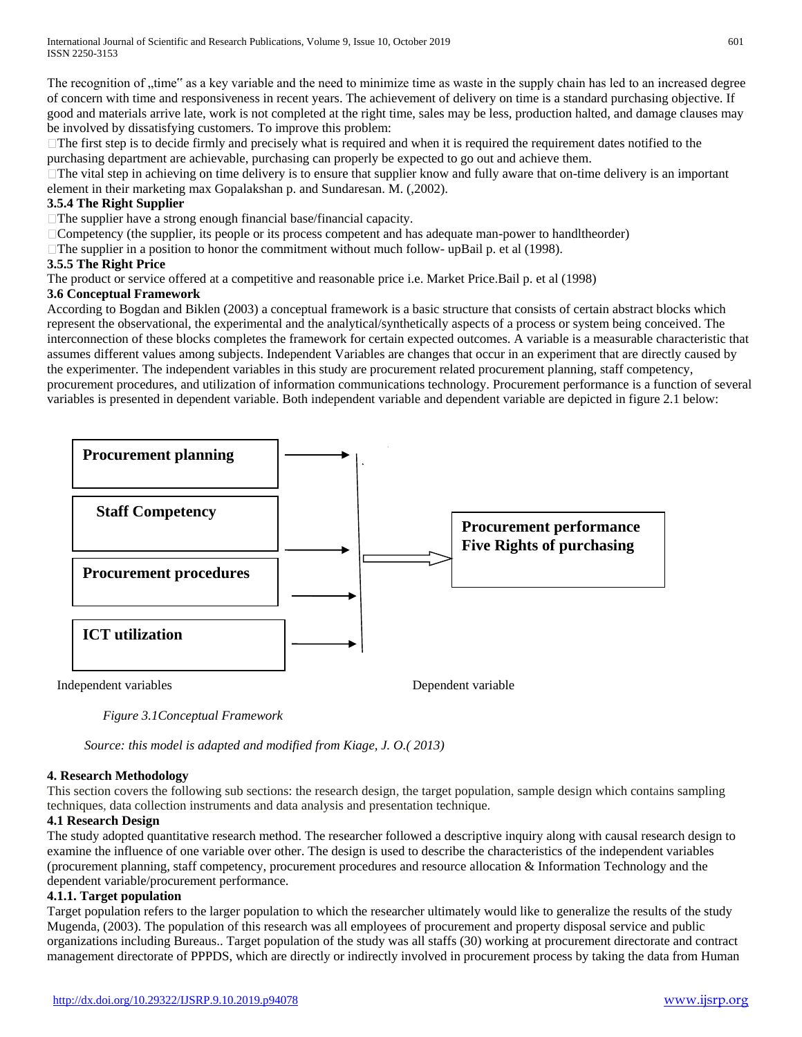The recognition of „time" as a key variable and the need to minimize time as waste in the supply chain has led to an increased degree of concern with time and responsiveness in recent years. The achievement of delivery on time is a standard purchasing objective. If good and materials arrive late, work is not completed at the right time, sales may be less, production halted, and damage clauses may be involved by dissatisfying customers. To improve this problem:

- The first step is to decide firmly and precisely what is required and when it is required the requirement dates notified to the purchasing department are achievable, purchasing can properly be expected to go out and achieve them.
- The vital step in achieving on time delivery is to ensure that supplier know and fully aware that on-time delivery is an important element in their marketing max Gopalakshan p. and Sundaresan. M. (,2002).

### 3.5.4 The Right Supplier

- The supplier have a strong enough financial base/financial capacity.
- Competency (the supplier, its people or its process competent and has adequate man-power to handltheorder)
- The supplier in a position to honor the commitment without much follow- upBail p. et al (1998).

### 3.5.5 The Right Price

The product or service offered at a competitive and reasonable price i.e. Market Price.Bail p. et al (1998)

### 3.6 Conceptual Framework

According to Bogdan and Biklen (2003) a conceptual framework is a basic structure that consists of certain abstract blocks which represent the observational, the experimental and the analytical/synthetically aspects of a process or system being conceived. The interconnection of these blocks completes the framework for certain expected outcomes. A variable is a measurable characteristic that assumes different values among subjects. Independent Variables are changes that occur in an experiment that are directly caused by the experimenter. The independent variables in this study are procurement related procurement planning, staff competency, procurement procedures, and utilization of information communications technology. Procurement performance is a function of several variables is presented in dependent variable. Both independent variable and dependent variable are depicted in figure 2.1 below:

**Procurement planning**

**Staff Competency**

**Procurement procedures**

**ICT utilization**

**Procurement performance Five Rights of purchasing**

Independent variables Dependent variable

*Figure 3.1Conceptual Framework*

*Source: this model is adapted and modified from Kiage, J. O.( 2013)*

## 4. Research Methodology

This section covers the following sub sections: the research design, the target population, sample design which contains sampling techniques, data collection instruments and data analysis and presentation technique.

### 4.1 Research Design

The study adopted quantitative research method. The researcher followed a descriptive inquiry along with causal research design to examine the influence of one variable over other. The design is used to describe the characteristics of the independent variables (procurement planning, staff competency, procurement procedures and resource allocation & Information Technology and the dependent variable/procurement performance.

#### 4.1.1. Target population

Target population refers to the larger population to which the researcher ultimately would like to generalize the results of the study Mugenda, (2003). The population of this research was all employees of procurement and property disposal service and public organizations including Bureaus.. Target population of the study was all staffs (30) working at procurement directorate and contract management directorate of PPPDS, which are directly or indirectly involved in procurement process by taking the data from Human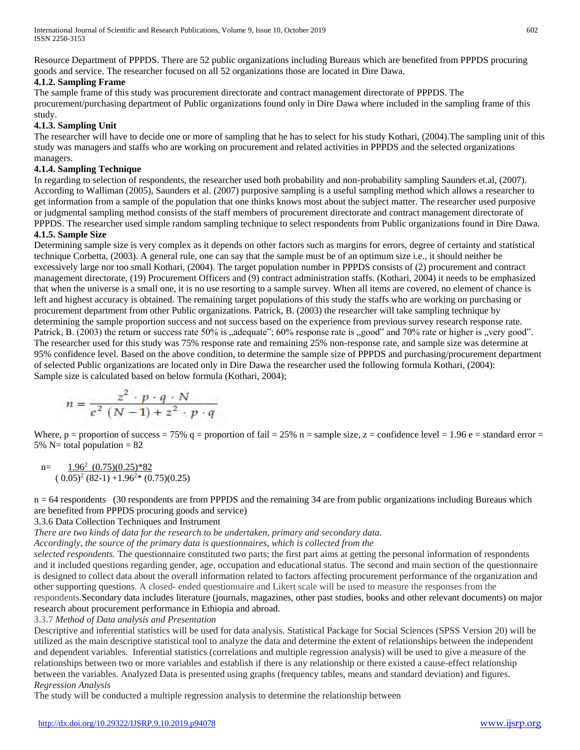Resource Department of PPPDS. There are 52 public organizations including Bureaus which are benefited from PPPDS procuring goods and service. The researcher focused on all 52 organizations those are located in Dire Dawa.

#### 4.1.2. Sampling Frame

The sample frame of this study was procurement directorate and contract management directorate of PPPDS. The procurement/purchasing department of Public organizations found only in Dire Dawa where included in the sampling frame of this study.

#### 4.1.3. Sampling Unit

The researcher will have to decide one or more of sampling that he has to select for his study Kothari, (2004).The sampling unit of this study was managers and staffs who are working on procurement and related activities in PPPDS and the selected organizations managers.

#### 4.1.4. Sampling Technique

In regarding to selection of respondents, the researcher used both probability and non-probability sampling Saunders et.al, (2007). According to Walliman (2005), Saunders et al. (2007) purposive sampling is a useful sampling method which allows a researcher to get information from a sample of the population that one thinks knows most about the subject matter. The researcher used purposive or judgmental sampling method consists of the staff members of procurement directorate and contract management directorate of PPPDS. The researcher used simple random sampling technique to select respondents from Public organizations found in Dire Dawa.

#### 4.1.5. Sample Size

Determining sample size is very complex as it depends on other factors such as margins for errors, degree of certainty and statistical technique Corbetta, (2003). A general rule, one can say that the sample must be of an optimum size i.e., it should neither be excessively large nor too small Kothari, (2004). The target population number in PPPDS consists of (2) procurement and contract management directorate, (19) Procurement Officers and (9) contract administration staffs. (Kothari, 2004) it needs to be emphasized that when the universe is a small one, it is no use resorting to a sample survey. When all items are covered, no element of chance is left and highest accuracy is obtained. The remaining target populations of this study the staffs who are working on purchasing or procurement department from other Public organizations. Patrick, B. (2003) the researcher will take sampling technique by determining the sample proportion success and not success based on the experience from previous survey research response rate. Patrick, B. (2003) the return or success rate 50% is „adequate"; 60% response rate is „good" and 70% rate or higher is „very good". The researcher used for this study was 75% response rate and remaining 25% non-response rate, and sample size was determine at 95% confidence level. Based on the above condition, to determine the sample size of PPPDS and purchasing/procurement department of selected Public organizations are located only in Dire Dawa the researcher used the following formula Kothari, (2004):

Sample size is calculated based on below formula (Kothari, 2004);

$$n = \frac{z^2 \cdot p \cdot q \cdot N}{e^2\ (N-1) + z^2 \cdot p \cdot q}$$

Where, p = proportion of success = 75% q = proportion of fail = 25% n = sample size, z = confidence level = 1.96 e = standard error = 5% N= total population = 82

$$n= \frac{1.96^2\ (0.75)(0.25)*82}{(0.05)^2\ (82-1) + 1.96^2 * (0.75)(0.25)}$$

n = 64 respondents (30 respondents are from PPPDS and the remaining 34 are from public organizations including Bureaus which are benefited from PPPDS procuring goods and service)

3.3.6 Data Collection Techniques and Instrument

*There are two kinds of data for the research to be undertaken, primary and secondary data.*

*Accordingly, the source of the primary data is questionnaires, which is collected from the*

*selected respondents.* The questionnaire constituted two parts; the first part aims at getting the personal information of respondents and it included questions regarding gender, age, occupation and educational status. The second and main section of the questionnaire is designed to collect data about the overall information related to factors affecting procurement performance of the organization and other supporting questions. A closed- ended questionnaire and Likert scale will be used to measure the responses from the respondents.Secondary data includes literature (journals, magazines, other past studies, books and other relevant documents) on major research about procurement performance in Ethiopia and abroad.

3.3.7 *Method of Data analysis and Presentation*

Descriptive and inferential statistics will be used for data analysis. Statistical Package for Social Sciences (SPSS Version 20) will be utilized as the main descriptive statistical tool to analyze the data and determine the extent of relationships between the independent and dependent variables. Inferential statistics (correlations and multiple regression analysis) will be used to give a measure of the relationships between two or more variables and establish if there is any relationship or there existed a cause-effect relationship between the variables. Analyzed Data is presented using graphs (frequency tables, means and standard deviation) and figures.

*Regression Analysis*

The study will be conducted a multiple regression analysis to determine the relationship between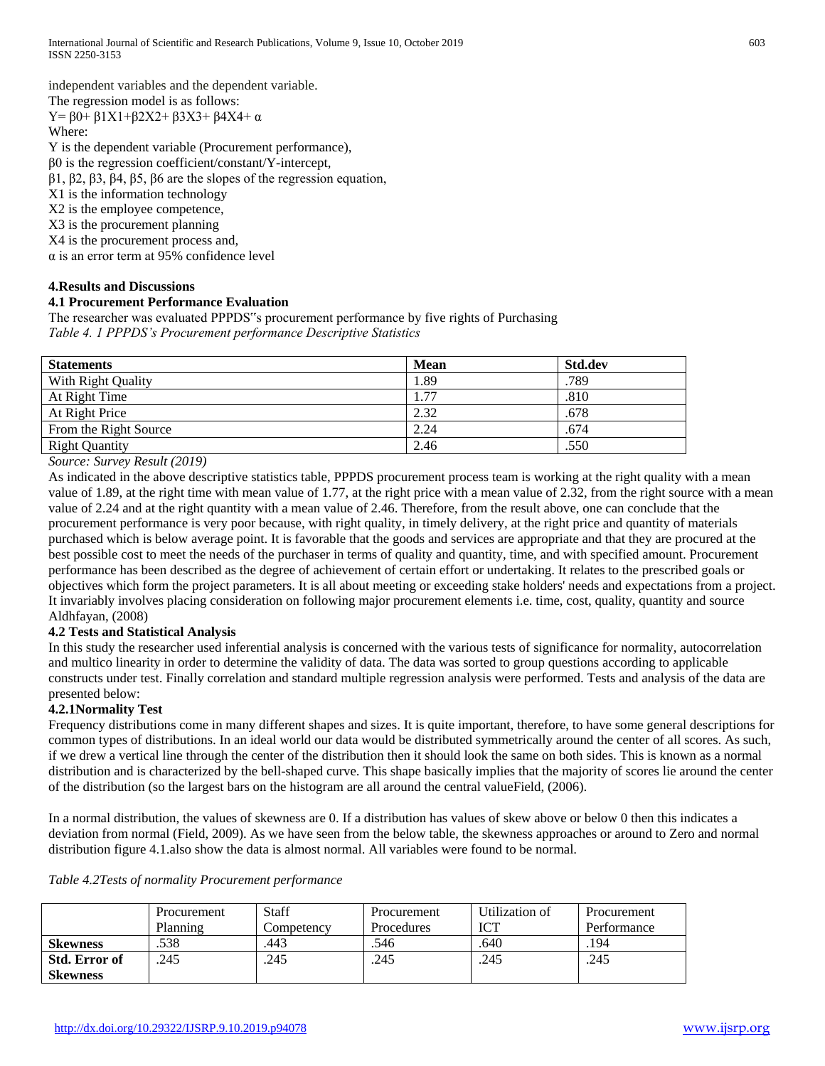independent variables and the dependent variable.

The regression model is as follows:

$Y= \beta 0+ \beta 1X1+\beta 2X2+ \beta 3X3+ \beta 4X4+ \alpha$

Where:

Y is the dependent variable (Procurement performance),

$\beta 0$ is the regression coefficient/constant/Y-intercept,

$\beta 1$, $\beta 2$, $\beta 3$, $\beta 4$, $\beta 5$, $\beta 6$ are the slopes of the regression equation,

X1 is the information technology

X2 is the employee competence,

X3 is the procurement planning

X4 is the procurement process and,

$\alpha$ is an error term at 95% confidence level

## 4.Results and Discussions

### 4.1 Procurement Performance Evaluation

The researcher was evaluated PPPDS"s procurement performance by five rights of Purchasing

*Table 4. 1 PPPDS's Procurement performance Descriptive Statistics*

| Statements | Mean | Std.dev |
|---|---|---|
| With Right Quality | 1.89 | .789 |
| At Right Time | 1.77 | .810 |
| At Right Price | 2.32 | .678 |
| From the Right Source | 2.24 | .674 |
| Right Quantity | 2.46 | .550 |

*Source: Survey Result (2019)*

As indicated in the above descriptive statistics table, PPPDS procurement process team is working at the right quality with a mean value of 1.89, at the right time with mean value of 1.77, at the right price with a mean value of 2.32, from the right source with a mean value of 2.24 and at the right quantity with a mean value of 2.46. Therefore, from the result above, one can conclude that the procurement performance is very poor because, with right quality, in timely delivery, at the right price and quantity of materials purchased which is below average point. It is favorable that the goods and services are appropriate and that they are procured at the best possible cost to meet the needs of the purchaser in terms of quality and quantity, time, and with specified amount. Procurement performance has been described as the degree of achievement of certain effort or undertaking. It relates to the prescribed goals or objectives which form the project parameters. It is all about meeting or exceeding stake holders' needs and expectations from a project. It invariably involves placing consideration on following major procurement elements i.e. time, cost, quality, quantity and source Aldhfayan, (2008)

### 4.2 Tests and Statistical Analysis

In this study the researcher used inferential analysis is concerned with the various tests of significance for normality, autocorrelation and multico linearity in order to determine the validity of data. The data was sorted to group questions according to applicable constructs under test. Finally correlation and standard multiple regression analysis were performed. Tests and analysis of the data are presented below:

#### 4.2.1Normality Test

Frequency distributions come in many different shapes and sizes. It is quite important, therefore, to have some general descriptions for common types of distributions. In an ideal world our data would be distributed symmetrically around the center of all scores. As such, if we drew a vertical line through the center of the distribution then it should look the same on both sides. This is known as a normal distribution and is characterized by the bell-shaped curve. This shape basically implies that the majority of scores lie around the center of the distribution (so the largest bars on the histogram are all around the central valueField, (2006).

In a normal distribution, the values of skewness are 0. If a distribution has values of skew above or below 0 then this indicates a deviation from normal (Field, 2009). As we have seen from the below table, the skewness approaches or around to Zero and normal distribution figure 4.1.also show the data is almost normal. All variables were found to be normal.

*Table 4.2Tests of normality Procurement performance*

| | Procurement Planning | Staff Competency | Procurement Procedures | Utilization of ICT | Procurement Performance |
|---|---|---|---|---|---|
| **Skewness** | .538 | .443 | .546 | .640 | .194 |
| **Std. Error of Skewness** | .245 | .245 | .245 | .245 | .245 |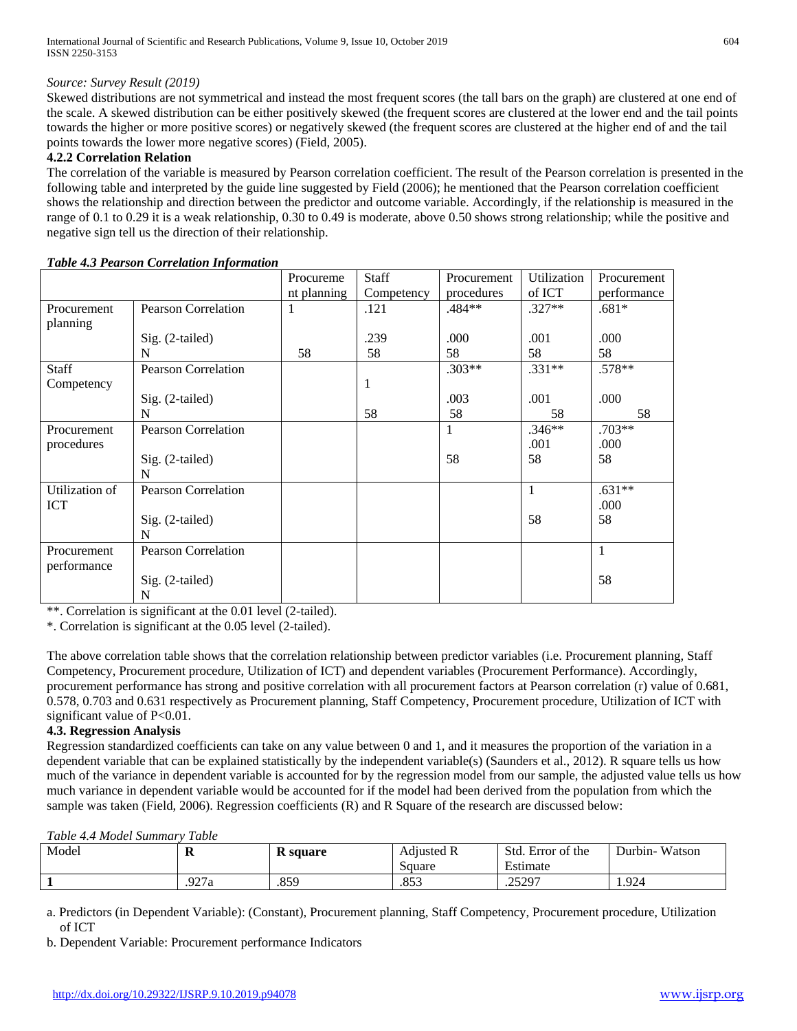*Source: Survey Result (2019)*

Skewed distributions are not symmetrical and instead the most frequent scores (the tall bars on the graph) are clustered at one end of the scale. A skewed distribution can be either positively skewed (the frequent scores are clustered at the lower end and the tail points towards the higher or more positive scores) or negatively skewed (the frequent scores are clustered at the higher end of and the tail points towards the lower more negative scores) (Field, 2005).

**4.2.2 Correlation Relation**

The correlation of the variable is measured by Pearson correlation coefficient. The result of the Pearson correlation is presented in the following table and interpreted by the guide line suggested by Field (2006); he mentioned that the Pearson correlation coefficient shows the relationship and direction between the predictor and outcome variable. Accordingly, if the relationship is measured in the range of 0.1 to 0.29 it is a weak relationship, 0.30 to 0.49 is moderate, above 0.50 shows strong relationship; while the positive and negative sign tell us the direction of their relationship.

***Table 4.3 Pearson Correlation Information***

| | | Procurement planning | Staff Competency | Procurement procedures | Utilization of ICT | Procurement performance |
|---|---|---|---|---|---|---|
| Procurement planning | Pearson Correlation | 1 | .121 | .484** | .327** | .681* |
| | Sig. (2-tailed) | | .239 | .000 | .001 | .000 |
| | N | 58 | 58 | 58 | 58 | 58 |
| Staff Competency | Pearson Correlation | | 1 | .303** | .331** | .578** |
| | Sig. (2-tailed) | | | .003 | .001 | .000 |
| | N | | 58 | 58 | 58 | 58 |
| Procurement procedures | Pearson Correlation | | | 1 | .346** | .703** |
| | Sig. (2-tailed) | | | | .001 | .000 |
| | N | | | 58 | 58 | 58 |
| Utilization of ICT | Pearson Correlation | | | | 1 | .631** |
| | Sig. (2-tailed) | | | | | .000 |
| | N | | | | 58 | 58 |
| Procurement performance | Pearson Correlation | | | | | 1 |
| | Sig. (2-tailed) | | | | | |
| | N | | | | | 58 |

**. Correlation is significant at the 0.01 level (2-tailed).

*. Correlation is significant at the 0.05 level (2-tailed).

The above correlation table shows that the correlation relationship between predictor variables (i.e. Procurement planning, Staff Competency, Procurement procedure, Utilization of ICT) and dependent variables (Procurement Performance). Accordingly, procurement performance has strong and positive correlation with all procurement factors at Pearson correlation (r) value of 0.681, 0.578, 0.703 and 0.631 respectively as Procurement planning, Staff Competency, Procurement procedure, Utilization of ICT with significant value of $P<0.01$.

**4.3. Regression Analysis**

Regression standardized coefficients can take on any value between 0 and 1, and it measures the proportion of the variation in a dependent variable that can be explained statistically by the independent variable(s) (Saunders et al., 2012). R square tells us how much of the variance in dependent variable is accounted for by the regression model from our sample, the adjusted value tells us how much variance in dependent variable would be accounted for if the model had been derived from the population from which the sample was taken (Field, 2006). Regression coefficients (R) and R Square of the research are discussed below:

*Table 4.4 Model Summary Table*

| Model | **R** | **R square** | Adjusted R Square | Std. Error of the Estimate | Durbin- Watson |
|---|---|---|---|---|---|
| **1** | .927a | .859 | .853 | .25297 | 1.924 |

a. Predictors (in Dependent Variable): (Constant), Procurement planning, Staff Competency, Procurement procedure, Utilization of ICT

b. Dependent Variable: Procurement performance Indicators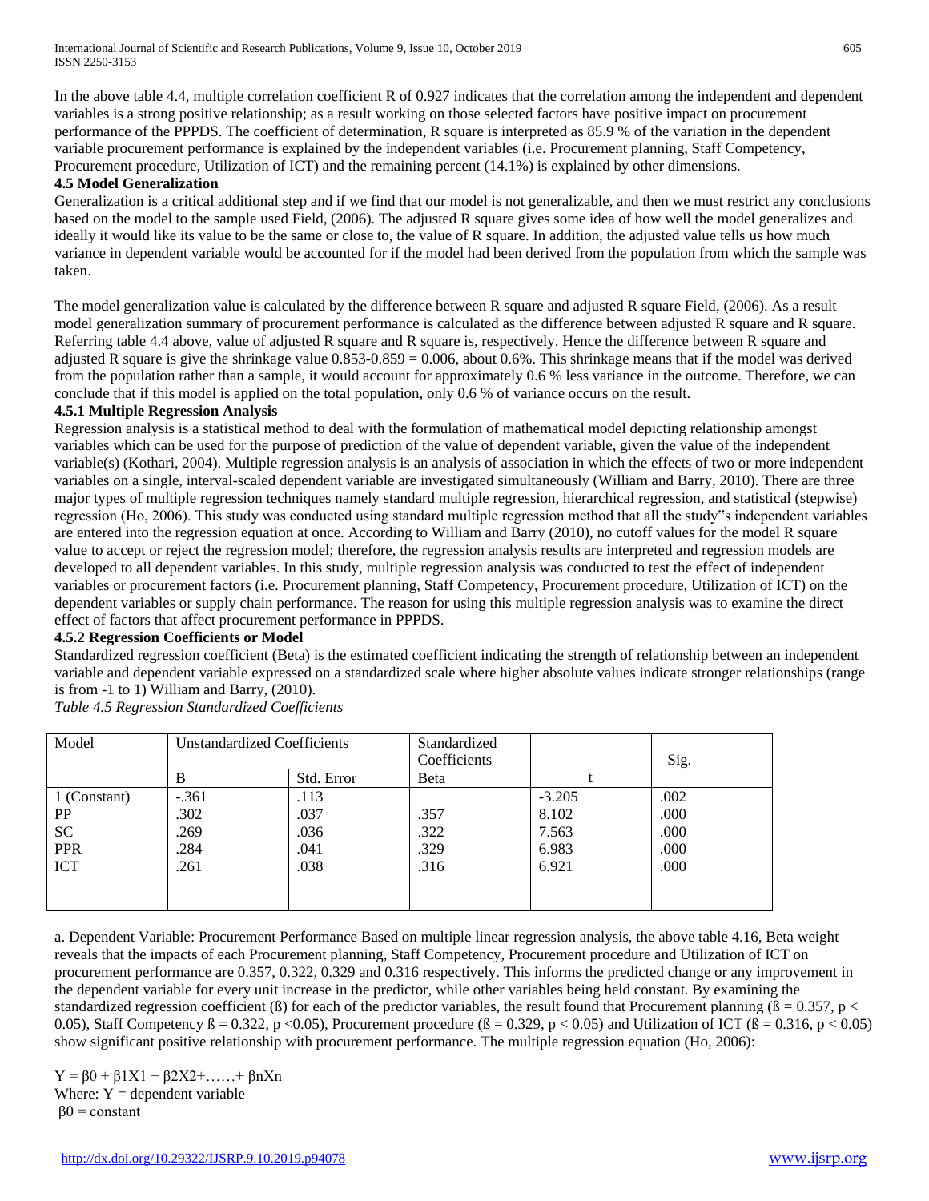In the above table 4.4, multiple correlation coefficient R of 0.927 indicates that the correlation among the independent and dependent variables is a strong positive relationship; as a result working on those selected factors have positive impact on procurement performance of the PPPDS. The coefficient of determination, R square is interpreted as 85.9 % of the variation in the dependent variable procurement performance is explained by the independent variables (i.e. Procurement planning, Staff Competency, Procurement procedure, Utilization of ICT) and the remaining percent (14.1%) is explained by other dimensions.

### 4.5 Model Generalization

Generalization is a critical additional step and if we find that our model is not generalizable, and then we must restrict any conclusions based on the model to the sample used Field, (2006). The adjusted R square gives some idea of how well the model generalizes and ideally it would like its value to be the same or close to, the value of R square. In addition, the adjusted value tells us how much variance in dependent variable would be accounted for if the model had been derived from the population from which the sample was taken.

The model generalization value is calculated by the difference between R square and adjusted R square Field, (2006). As a result model generalization summary of procurement performance is calculated as the difference between adjusted R square and R square. Referring table 4.4 above, value of adjusted R square and R square is, respectively. Hence the difference between R square and adjusted R square is give the shrinkage value 0.853-0.859 = 0.006, about 0.6%. This shrinkage means that if the model was derived from the population rather than a sample, it would account for approximately 0.6 % less variance in the outcome. Therefore, we can conclude that if this model is applied on the total population, only 0.6 % of variance occurs on the result.

#### 4.5.1 Multiple Regression Analysis

Regression analysis is a statistical method to deal with the formulation of mathematical model depicting relationship amongst variables which can be used for the purpose of prediction of the value of dependent variable, given the value of the independent variable(s) (Kothari, 2004). Multiple regression analysis is an analysis of association in which the effects of two or more independent variables on a single, interval-scaled dependent variable are investigated simultaneously (William and Barry, 2010). There are three major types of multiple regression techniques namely standard multiple regression, hierarchical regression, and statistical (stepwise) regression (Ho, 2006). This study was conducted using standard multiple regression method that all the study"s independent variables are entered into the regression equation at once. According to William and Barry (2010), no cutoff values for the model R square value to accept or reject the regression model; therefore, the regression analysis results are interpreted and regression models are developed to all dependent variables. In this study, multiple regression analysis was conducted to test the effect of independent variables or procurement factors (i.e. Procurement planning, Staff Competency, Procurement procedure, Utilization of ICT) on the dependent variables or supply chain performance. The reason for using this multiple regression analysis was to examine the direct effect of factors that affect procurement performance in PPPDS.

#### 4.5.2 Regression Coefficients or Model

Standardized regression coefficient (Beta) is the estimated coefficient indicating the strength of relationship between an independent variable and dependent variable expressed on a standardized scale where higher absolute values indicate stronger relationships (range is from -1 to 1) William and Barry, (2010).

*Table 4.5 Regression Standardized Coefficients*

| Model | Unstandardized Coefficients | | Standardized Coefficients | | Sig. |
|---|---|---|---|---|---|
| | B | Std. Error | Beta | t | |
| 1 (Constant) | -.361 | .113 | | -3.205 | .002 |
| PP | .302 | .037 | .357 | 8.102 | .000 |
| SC | .269 | .036 | .322 | 7.563 | .000 |
| PPR | .284 | .041 | .329 | 6.983 | .000 |
| ICT | .261 | .038 | .316 | 6.921 | .000 |

a. Dependent Variable: Procurement Performance Based on multiple linear regression analysis, the above table 4.16, Beta weight reveals that the impacts of each Procurement planning, Staff Competency, Procurement procedure and Utilization of ICT on procurement performance are 0.357, 0.322, 0.329 and 0.316 respectively. This informs the predicted change or any improvement in the dependent variable for every unit increase in the predictor, while other variables being held constant. By examining the standardized regression coefficient (ß) for each of the predictor variables, the result found that Procurement planning ($ß = 0.357$, $p < 0.05$), Staff Competency $ß = 0.322$, $p < 0.05$), Procurement procedure ($ß = 0.329$, $p < 0.05$) and Utilization of ICT ($ß = 0.316$, $p < 0.05$) show significant positive relationship with procurement performance. The multiple regression equation (Ho, 2006):

$$Y = \beta_0 + \beta_1 X_1 + \beta_2 X_2 + \ldots\ldots + \beta_n X_n$$

Where: $Y$ = dependent variable

$\beta_0$ = constant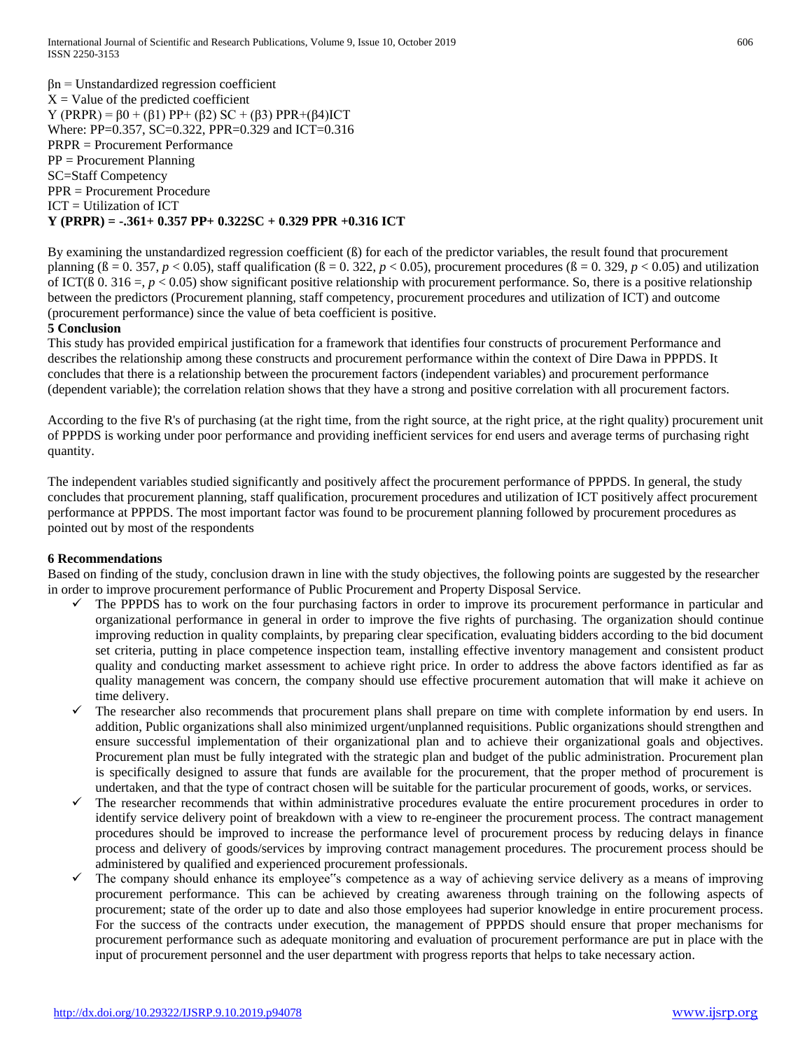$\beta n$ = Unstandardized regression coefficient
X = Value of the predicted coefficient
Y (PRPR) = $\beta 0$ + ($\beta 1$) PP+ ($\beta 2$) SC + ($\beta 3$) PPR+($\beta 4$)ICT
Where: PP=0.357, SC=0.322, PPR=0.329 and ICT=0.316
PRPR = Procurement Performance
PP = Procurement Planning
SC=Staff Competency
PPR = Procurement Procedure
ICT = Utilization of ICT
**Y (PRPR) = -.361+ 0.357 PP+ 0.322SC + 0.329 PPR +0.316 ICT**

By examining the unstandardized regression coefficient (ß) for each of the predictor variables, the result found that procurement planning (ß = 0. 357, $p < 0.05$), staff qualification (ß = 0. 322, $p < 0.05$), procurement procedures (ß = 0. 329, $p < 0.05$) and utilization of ICT(ß 0. 316 =, $p < 0.05$) show significant positive relationship with procurement performance. So, there is a positive relationship between the predictors (Procurement planning, staff competency, procurement procedures and utilization of ICT) and outcome (procurement performance) since the value of beta coefficient is positive.

## 5 Conclusion

This study has provided empirical justification for a framework that identifies four constructs of procurement Performance and describes the relationship among these constructs and procurement performance within the context of Dire Dawa in PPPDS. It concludes that there is a relationship between the procurement factors (independent variables) and procurement performance (dependent variable); the correlation relation shows that they have a strong and positive correlation with all procurement factors.

According to the five R's of purchasing (at the right time, from the right source, at the right price, at the right quality) procurement unit of PPPDS is working under poor performance and providing inefficient services for end users and average terms of purchasing right quantity.

The independent variables studied significantly and positively affect the procurement performance of PPPDS. In general, the study concludes that procurement planning, staff qualification, procurement procedures and utilization of ICT positively affect procurement performance at PPPDS. The most important factor was found to be procurement planning followed by procurement procedures as pointed out by most of the respondents

## 6 Recommendations

Based on finding of the study, conclusion drawn in line with the study objectives, the following points are suggested by the researcher in order to improve procurement performance of Public Procurement and Property Disposal Service.

- ✓ The PPPDS has to work on the four purchasing factors in order to improve its procurement performance in particular and organizational performance in general in order to improve the five rights of purchasing. The organization should continue improving reduction in quality complaints, by preparing clear specification, evaluating bidders according to the bid document set criteria, putting in place competence inspection team, installing effective inventory management and consistent product quality and conducting market assessment to achieve right price. In order to address the above factors identified as far as quality management was concern, the company should use effective procurement automation that will make it achieve on time delivery.
- ✓ The researcher also recommends that procurement plans shall prepare on time with complete information by end users. In addition, Public organizations shall also minimized urgent/unplanned requisitions. Public organizations should strengthen and ensure successful implementation of their organizational plan and to achieve their organizational goals and objectives. Procurement plan must be fully integrated with the strategic plan and budget of the public administration. Procurement plan is specifically designed to assure that funds are available for the procurement, that the proper method of procurement is undertaken, and that the type of contract chosen will be suitable for the particular procurement of goods, works, or services.
- ✓ The researcher recommends that within administrative procedures evaluate the entire procurement procedures in order to identify service delivery point of breakdown with a view to re-engineer the procurement process. The contract management procedures should be improved to increase the performance level of procurement process by reducing delays in finance process and delivery of goods/services by improving contract management procedures. The procurement process should be administered by qualified and experienced procurement professionals.
- ✓ The company should enhance its employee‟s competence as a way of achieving service delivery as a means of improving procurement performance. This can be achieved by creating awareness through training on the following aspects of procurement; state of the order up to date and also those employees had superior knowledge in entire procurement process. For the success of the contracts under execution, the management of PPPDS should ensure that proper mechanisms for procurement performance such as adequate monitoring and evaluation of procurement performance are put in place with the input of procurement personnel and the user department with progress reports that helps to take necessary action.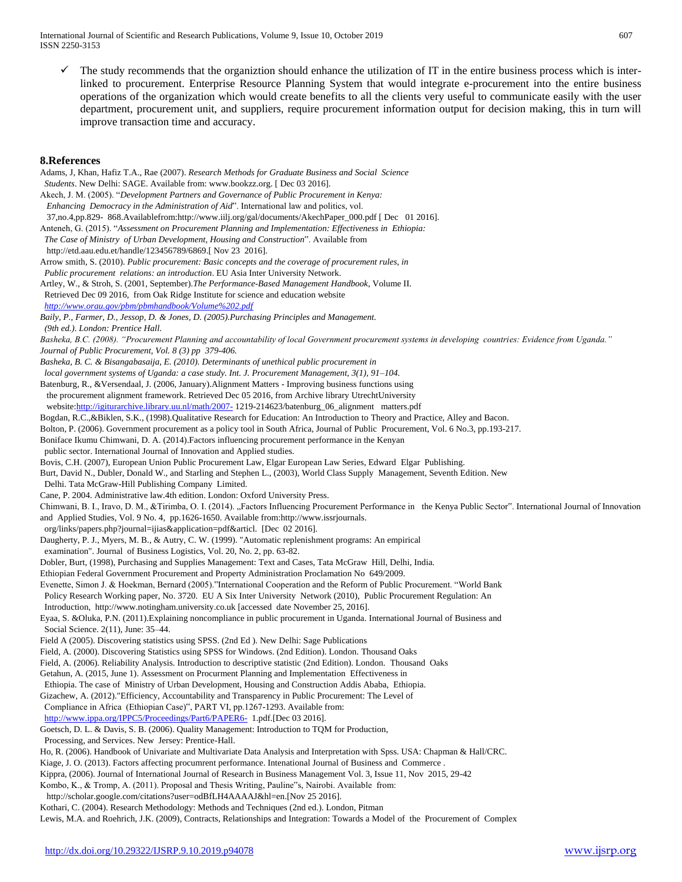- ✓ The study recommends that the organiztion should enhance the utilization of IT in the entire business process which is inter-linked to procurement. Enterprise Resource Planning System that would integrate e-procurement into the entire business operations of the organization which would create benefits to all the clients very useful to communicate easily with the user department, procurement unit, and suppliers, require procurement information output for decision making, this in turn will improve transaction time and accuracy.

## 8.References

Adams, J, Khan, Hafiz T.A., Rae (2007). *Research Methods for Graduate Business and Social Science Students*. New Delhi: SAGE. Available from: www.bookzz.org. [ Dec 03 2016].

Akech, J. M. (2005). "*Development Partners and Governance of Public Procurement in Kenya: Enhancing Democracy in the Administration of Aid*". International law and politics, vol. 37,no.4,pp.829- 868.Availablefrom:http://www.iilj.org/gal/documents/AkechPaper_000.pdf [ Dec 01 2016].

Anteneh, G. (2015). "*Assessment on Procurement Planning and Implementation: Effectiveness in Ethiopia: The Case of Ministry of Urban Development, Housing and Construction*". Available from http://etd.aau.edu.et/handle/123456789/6869.[ Nov 23 2016].

Arrow smith, S. (2010). *Public procurement: Basic concepts and the coverage of procurement rules, in Public procurement relations: an introduction*. EU Asia Inter University Network.

Artley, W., & Stroh, S. (2001, September).*The Performance-Based Management Handbook*, Volume II. Retrieved Dec 09 2016, from Oak Ridge Institute for science and education website *http://www.orau.gov/pbm/pbmhandbook/Volume%202.pdf*

*Baily, P., Farmer, D., Jessop, D. & Jones, D. (2005).Purchasing Principles and Management. (9th ed.). London: Prentice Hall.*

*Basheka, B.C. (2008). "Procurement Planning and accountability of local Government procurement systems in developing countries: Evidence from Uganda." Journal of Public Procurement, Vol. 8 (3) pp 379-406.*

*Basheka, B. C. & Bisangabasaija, E. (2010). Determinants of unethical public procurement in local government systems of Uganda: a case study. Int. J. Procurement Management, 3(1), 91–104.*

Batenburg, R., &Versendaal, J. (2006, January).Alignment Matters - Improving business functions using the procurement alignment framework. Retrieved Dec 05 2016, from Archive library UtrechtUniversity website:http://igiturarchive.library.uu.nl/math/2007- 1219-214623/batenburg_06_alignment matters.pdf

Bogdan, R.C.,&Biklen, S.K., (1998).Qualitative Research for Education: An Introduction to Theory and Practice, Alley and Bacon.

Bolton, P. (2006). Government procurement as a policy tool in South Africa, Journal of Public Procurement, Vol. 6 No.3, pp.193-217.

Boniface Ikumu Chimwani, D. A. (2014).Factors influencing procurement performance in the Kenyan public sector. International Journal of Innovation and Applied studies.

Bovis, C.H. (2007), European Union Public Procurement Law, Elgar European Law Series, Edward Elgar Publishing.

Burt, David N., Dubler, Donald W., and Starling and Stephen L., (2003), World Class Supply Management, Seventh Edition. New Delhi. Tata McGraw-Hill Publishing Company Limited.

Cane, P. 2004. Administrative law.4th edition. London: Oxford University Press.

Chimwani, B. I., Iravo, D. M., &Tirimba, O. I. (2014). „Factors Influencing Procurement Performance in the Kenya Public Sector". International Journal of Innovation and Applied Studies, Vol. 9 No. 4, pp.1626-1650. Available from:http://www.issrjournals. org/links/papers.php?journal=ijias&application=pdf&articl. [Dec 02 2016].

Daugherty, P. J., Myers, M. B., & Autry, C. W. (1999). "Automatic replenishment programs: An empirical examination". Journal of Business Logistics, Vol. 20, No. 2, pp. 63-82.

Dobler, Burt, (1998), Purchasing and Supplies Management: Text and Cases, Tata McGraw Hill, Delhi, India.

Ethiopian Federal Government Procurement and Property Administration Proclamation No 649/2009.

Evenette, Simon J. & Hoekman, Bernard (2005)."International Cooperation and the Reform of Public Procurement. "World Bank Policy Research Working paper, No. 3720. EU A Six Inter University Network (2010), Public Procurement Regulation: An Introduction, http://www.notingham.university.co.uk [accessed date November 25, 2016].

Eyaa, S. &Oluka, P.N. (2011).Explaining noncompliance in public procurement in Uganda. International Journal of Business and Social Science. 2(11), June: 35–44.

Field A (2005). Discovering statistics using SPSS. (2nd Ed ). New Delhi: Sage Publications

Field, A. (2000). Discovering Statistics using SPSS for Windows. (2nd Edition). London. Thousand Oaks

Field, A. (2006). Reliability Analysis. Introduction to descriptive statistic (2nd Edition). London. Thousand Oaks

Getahun, A. (2015, June 1). Assessment on Procurment Planning and Implementation Effectiveness in Ethiopia. The case of Ministry of Urban Development, Housing and Construction Addis Ababa, Ethiopia.

Gizachew, A. (2012)."Efficiency, Accountability and Transparency in Public Procurement: The Level of Compliance in Africa (Ethiopian Case)", PART VI, pp.1267-1293. Available from: http://www.ippa.org/IPPC5/Proceedings/Part6/PAPER6- 1.pdf.[Dec 03 2016].

Goetsch, D. L. & Davis, S. B. (2006). Quality Management: Introduction to TQM for Production, Processing, and Services. New Jersey: Prentice-Hall.

Ho, R. (2006). Handbook of Univariate and Multivariate Data Analysis and Interpretation with Spss. USA: Chapman & Hall/CRC.

Kiage, J. O. (2013). Factors affecting procumrent performance. Intenational Journal of Business and Commerce .

Kippra, (2006). Journal of International Journal of Research in Business Management Vol. 3, Issue 11, Nov 2015, 29-42

Kombo, K., & Tromp, A. (2011). Proposal and Thesis Writing, Pauline"s, Nairobi. Available from: http://scholar.google.com/citations?user=odBfLH4AAAAJ&hl=en.[Nov 25 2016].

Kothari, C. (2004). Research Methodology: Methods and Techniques (2nd ed.). London, Pitman

Lewis, M.A. and Roehrich, J.K. (2009), Contracts, Relationships and Integration: Towards a Model of the Procurement of Complex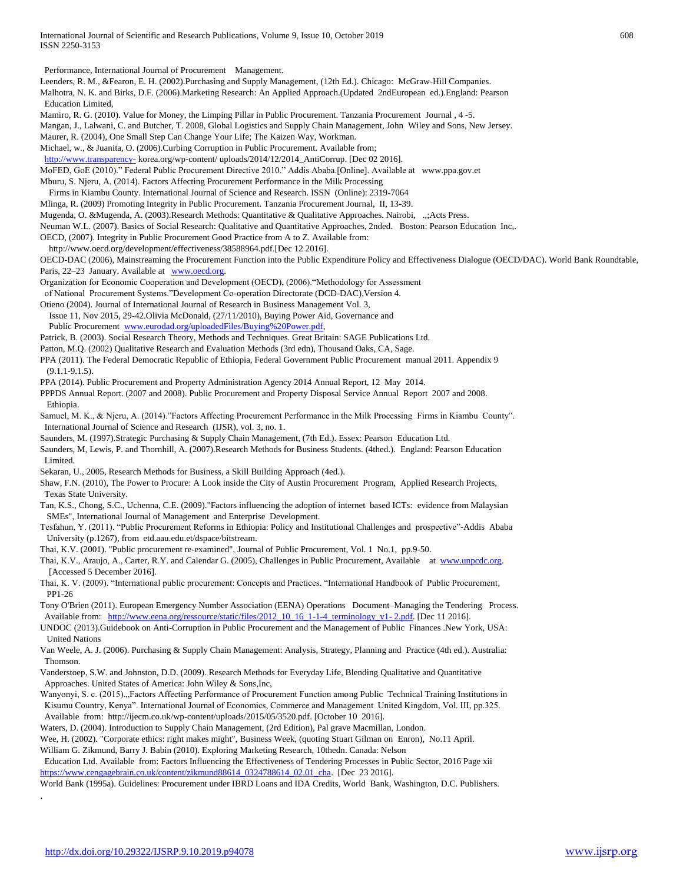Performance, International Journal of Procurement Management.

Leenders, R. M., &Fearon, E. H. (2002).Purchasing and Supply Management, (12th Ed.). Chicago: McGraw-Hill Companies.

Malhotra, N. K. and Birks, D.F. (2006).Marketing Research: An Applied Approach.(Updated 2ndEuropean ed.).England: Pearson Education Limited,

Mamiro, R. G. (2010). Value for Money, the Limping Pillar in Public Procurement. Tanzania Procurement Journal , 4 -5.

Mangan, J., Lalwani, C. and Butcher, T. 2008, Global Logistics and Supply Chain Management, John Wiley and Sons, New Jersey.

Maurer, R. (2004), One Small Step Can Change Your Life; The Kaizen Way, Workman.

Michael, w., & Juanita, O. (2006).Curbing Corruption in Public Procurement. Available from; http://www.transparency- korea.org/wp-content/ uploads/2014/12/2014_AntiCorrup. [Dec 02 2016].

MoFED, GoE (2010).” Federal Public Procurement Directive 2010.” Addis Ababa.[Online]. Available at www.ppa.gov.et

Mburu, S. Njeru, A. (2014). Factors Affecting Procurement Performance in the Milk Processing Firms in Kiambu County. International Journal of Science and Research. ISSN (Online): 2319-7064

Mlinga, R. (2009) Promoting Integrity in Public Procurement. Tanzania Procurement Journal, II, 13-39.

Mugenda, O. &Mugenda, A. (2003).Research Methods: Quantitative & Qualitative Approaches. Nairobi, .,;Acts Press.

Neuman W.L. (2007). Basics of Social Research: Qualitative and Quantitative Approaches, 2nded. Boston: Pearson Education Inc,.

OECD, (2007). Integrity in Public Procurement Good Practice from A to Z. Available from: http://www.oecd.org/development/effectiveness/38588964.pdf.[Dec 12 2016].

OECD-DAC (2006), Mainstreaming the Procurement Function into the Public Expenditure Policy and Effectiveness Dialogue (OECD/DAC). World Bank Roundtable, Paris, 22–23 January. Available at www.oecd.org.

Organization for Economic Cooperation and Development (OECD), (2006).“Methodology for Assessment of National Procurement Systems.”Development Co-operation Directorate (DCD-DAC),Version 4.

Otieno (2004). Journal of International Journal of Research in Business Management Vol. 3, Issue 11, Nov 2015, 29-42.Olivia McDonald, (27/11/2010), Buying Power Aid, Governance and Public Procurement www.eurodad.org/uploadedFiles/Buying%20Power.pdf,

Patrick, B. (2003). Social Research Theory, Methods and Techniques. Great Britain: SAGE Publications Ltd.

Patton, M.Q. (2002) Qualitative Research and Evaluation Methods (3rd edn), Thousand Oaks, CA, Sage.

PPA (2011). The Federal Democratic Republic of Ethiopia, Federal Government Public Procurement manual 2011. Appendix 9 (9.1.1-9.1.5).

PPA (2014). Public Procurement and Property Administration Agency 2014 Annual Report, 12 May 2014.

PPPDS Annual Report. (2007 and 2008). Public Procurement and Property Disposal Service Annual Report 2007 and 2008. Ethiopia.

Samuel, M. K., & Njeru, A. (2014).”Factors Affecting Procurement Performance in the Milk Processing Firms in Kiambu County”. International Journal of Science and Research (IJSR), vol. 3, no. 1.

Saunders, M. (1997).Strategic Purchasing & Supply Chain Management, (7th Ed.). Essex: Pearson Education Ltd.

Saunders, M, Lewis, P. and Thornhill, A. (2007).Research Methods for Business Students. (4thed.). England: Pearson Education Limited.

Sekaran, U., 2005, Research Methods for Business, a Skill Building Approach (4ed.).

Shaw, F.N. (2010), The Power to Procure: A Look inside the City of Austin Procurement Program, Applied Research Projects, Texas State University.

Tan, K.S., Chong, S.C., Uchenna, C.E. (2009)."Factors influencing the adoption of internet based ICTs: evidence from Malaysian SMEs", International Journal of Management and Enterprise Development.

Tesfahun, Y. (2011). “Public Procurement Reforms in Ethiopia: Policy and Institutional Challenges and prospective”-Addis Ababa University (p.1267), from etd.aau.edu.et/dspace/bitstream.

Thai, K.V. (2001). "Public procurement re-examined", Journal of Public Procurement, Vol. 1 No.1, pp.9-50.

Thai, K.V., Araujo, A., Carter, R.Y. and Calendar G. (2005), Challenges in Public Procurement, Available at www.unpcdc.org. [Accessed 5 December 2016].

Thai, K. V. (2009). “International public procurement: Concepts and Practices. “International Handbook of Public Procurement, PP1-26

Tony O'Brien (2011). European Emergency Number Association (EENA) Operations Document–Managing the Tendering Process. Available from: http://www.eena.org/ressource/static/files/2012_10_16_1-1-4_terminology_v1- 2.pdf. [Dec 11 2016].

UNDOC (2013).Guidebook on Anti-Corruption in Public Procurement and the Management of Public Finances .New York, USA: United Nations

Van Weele, A. J. (2006). Purchasing & Supply Chain Management: Analysis, Strategy, Planning and Practice (4th ed.). Australia: Thomson.

Vanderstoep, S.W. and Johnston, D.D. (2009). Research Methods for Everyday Life, Blending Qualitative and Quantitative Approaches. United States of America: John Wiley & Sons,Inc,

Wanyonyi, S. c. (2015).„Factors Affecting Performance of Procurement Function among Public Technical Training Institutions in Kisumu Country, Kenya”. International Journal of Economics, Commerce and Management United Kingdom, Vol. III, pp.325. Available from: http://ijecm.co.uk/wp-content/uploads/2015/05/3520.pdf. [October 10 2016].

Waters, D. (2004). Introduction to Supply Chain Management, (2rd Edition), Pal grave Macmillan, London.

Wee, H. (2002). "Corporate ethics: right makes might", Business Week, (quoting Stuart Gilman on Enron), No.11 April.

William G. Zikmund, Barry J. Babin (2010). Exploring Marketing Research, 10thedn. Canada: Nelson Education Ltd. Available from: Factors Influencing the Effectiveness of Tendering Processes in Public Sector, 2016 Page xii https://www.cengagebrain.co.uk/content/zikmund88614_0324788614_02.01_cha. [Dec 23 2016].

World Bank (1995a). Guidelines: Procurement under IBRD Loans and IDA Credits, World Bank, Washington, D.C. Publishers.

.